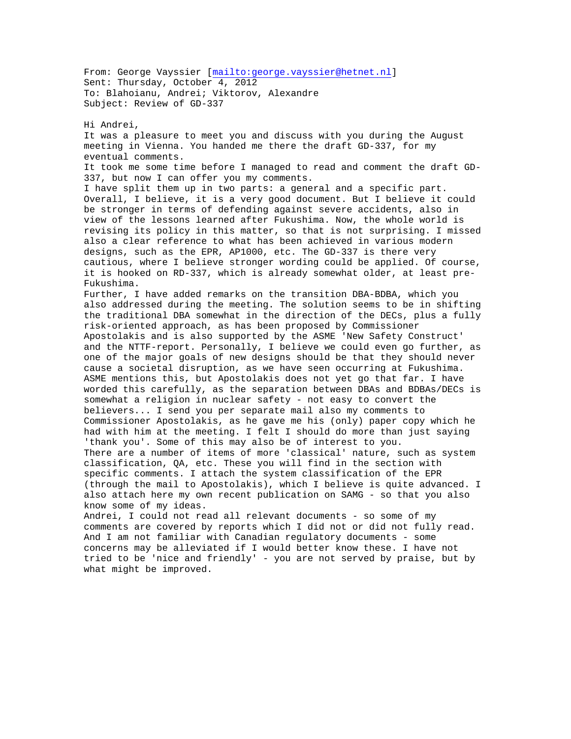From: George Vayssier [mailto:george.vayssier@hetnet.nl]
Sent: Thursday, October 4, 2012
To: Blahoianu, Andrei; Viktorov, Alexandre
Subject: Review of GD-337

Hi Andrei,
It was a pleasure to meet you and discuss with you during the August meeting in Vienna. You handed me there the draft GD-337, for my eventual comments.
It took me some time before I managed to read and comment the draft GD-337, but now I can offer you my comments.
I have split them up in two parts: a general and a specific part. Overall, I believe, it is a very good document. But I believe it could be stronger in terms of defending against severe accidents, also in view of the lessons learned after Fukushima. Now, the whole world is revising its policy in this matter, so that is not surprising. I missed also a clear reference to what has been achieved in various modern designs, such as the EPR, AP1000, etc. The GD-337 is there very cautious, where I believe stronger wording could be applied. Of course, it is hooked on RD-337, which is already somewhat older, at least pre-Fukushima.
Further, I have added remarks on the transition DBA-BDBA, which you also addressed during the meeting. The solution seems to be in shifting the traditional DBA somewhat in the direction of the DECs, plus a fully risk-oriented approach, as has been proposed by Commissioner Apostolakis and is also supported by the ASME 'New Safety Construct' and the NTTF-report. Personally, I believe we could even go further, as one of the major goals of new designs should be that they should never cause a societal disruption, as we have seen occurring at Fukushima. ASME mentions this, but Apostolakis does not yet go that far. I have worded this carefully, as the separation between DBAs and BDBAs/DECs is somewhat a religion in nuclear safety - not easy to convert the believers... I send you per separate mail also my comments to Commissioner Apostolakis, as he gave me his (only) paper copy which he had with him at the meeting. I felt I should do more than just saying 'thank you'. Some of this may also be of interest to you.
There are a number of items of more 'classical' nature, such as system classification, QA, etc. These you will find in the section with specific comments. I attach the system classification of the EPR (through the mail to Apostolakis), which I believe is quite advanced. I also attach here my own recent publication on SAMG - so that you also know some of my ideas.
Andrei, I could not read all relevant documents - so some of my comments are covered by reports which I did not or did not fully read. And I am not familiar with Canadian regulatory documents - some concerns may be alleviated if I would better know these. I have not tried to be 'nice and friendly' - you are not served by praise, but by what might be improved.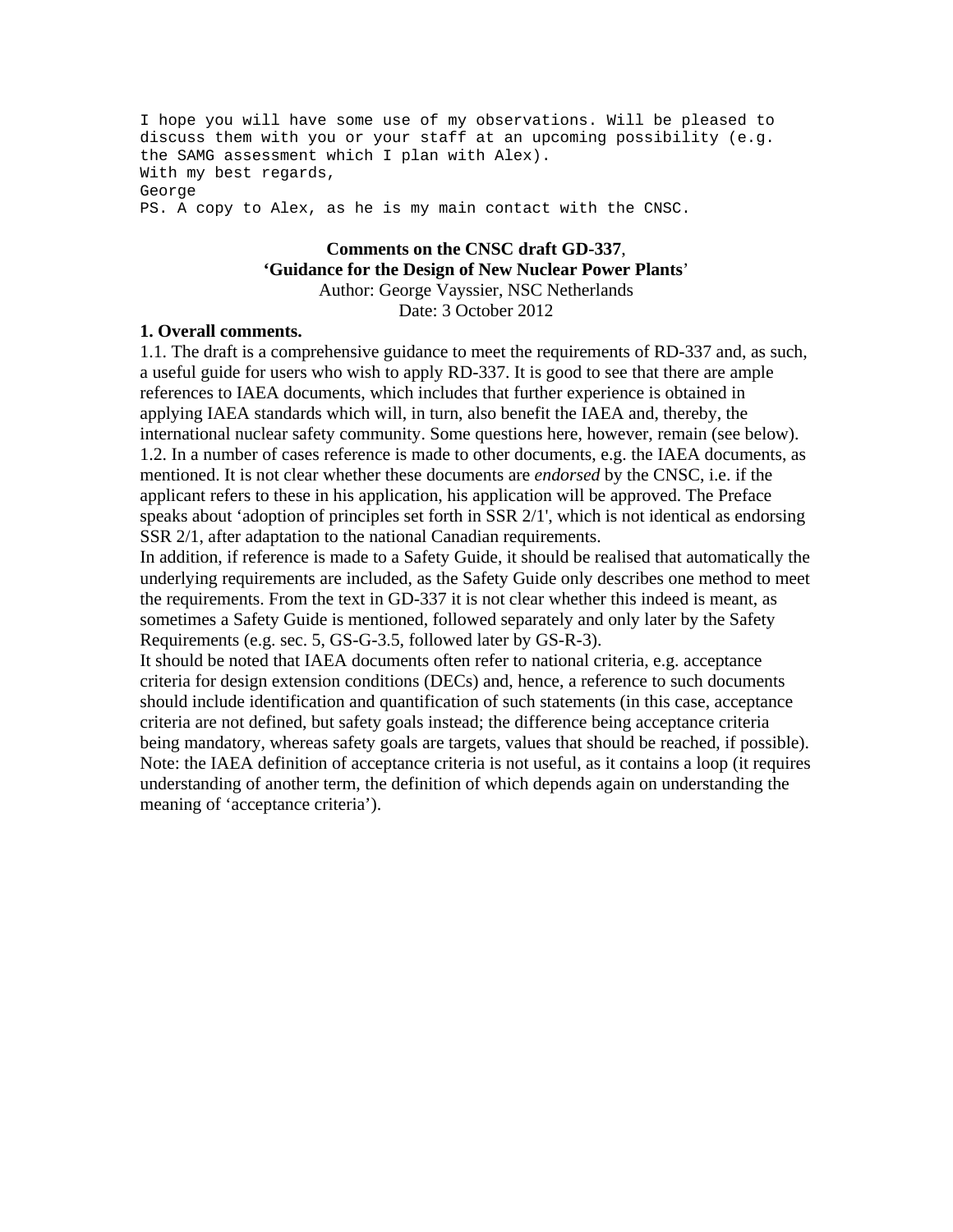```
I hope you will have some use of my observations. Will be pleased to
discuss them with you or your staff at an upcoming possibility (e.g.
the SAMG assessment which I plan with Alex).
With my best regards,
George
PS. A copy to Alex, as he is my main contact with the CNSC.
```

**Comments on the CNSC draft GD-337**, **'Guidance for the Design of New Nuclear Power Plants'**

Author: George Vayssier, NSC Netherlands

Date: 3 October 2012

**1. Overall comments.**

1.1. The draft is a comprehensive guidance to meet the requirements of RD-337 and, as such, a useful guide for users who wish to apply RD-337. It is good to see that there are ample references to IAEA documents, which includes that further experience is obtained in applying IAEA standards which will, in turn, also benefit the IAEA and, thereby, the international nuclear safety community. Some questions here, however, remain (see below).

1.2. In a number of cases reference is made to other documents, e.g. the IAEA documents, as mentioned. It is not clear whether these documents are *endorsed* by the CNSC, i.e. if the applicant refers to these in his application, his application will be approved. The Preface speaks about 'adoption of principles set forth in SSR 2/1', which is not identical as endorsing SSR 2/1, after adaptation to the national Canadian requirements.

In addition, if reference is made to a Safety Guide, it should be realised that automatically the underlying requirements are included, as the Safety Guide only describes one method to meet the requirements. From the text in GD-337 it is not clear whether this indeed is meant, as sometimes a Safety Guide is mentioned, followed separately and only later by the Safety Requirements (e.g. sec. 5, GS-G-3.5, followed later by GS-R-3).

It should be noted that IAEA documents often refer to national criteria, e.g. acceptance criteria for design extension conditions (DECs) and, hence, a reference to such documents should include identification and quantification of such statements (in this case, acceptance criteria are not defined, but safety goals instead; the difference being acceptance criteria being mandatory, whereas safety goals are targets, values that should be reached, if possible).

Note: the IAEA definition of acceptance criteria is not useful, as it contains a loop (it requires understanding of another term, the definition of which depends again on understanding the meaning of 'acceptance criteria').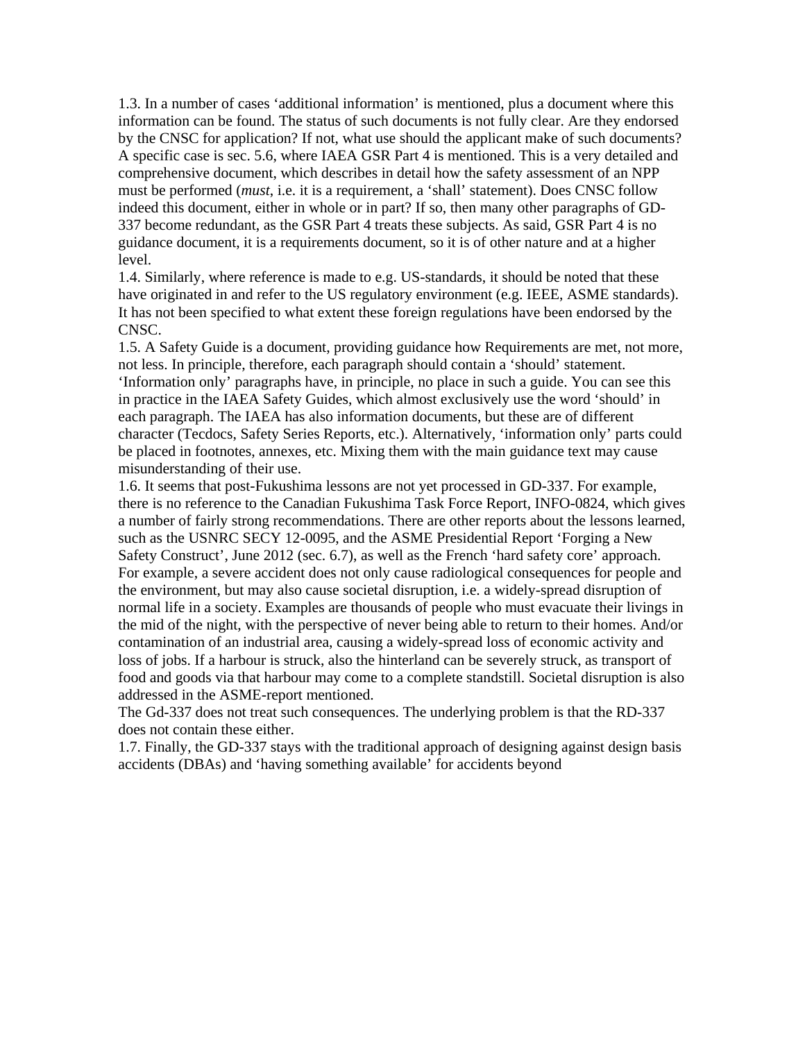1.3. In a number of cases 'additional information' is mentioned, plus a document where this information can be found. The status of such documents is not fully clear. Are they endorsed by the CNSC for application? If not, what use should the applicant make of such documents? A specific case is sec. 5.6, where IAEA GSR Part 4 is mentioned. This is a very detailed and comprehensive document, which describes in detail how the safety assessment of an NPP must be performed (*must*, i.e. it is a requirement, a 'shall' statement). Does CNSC follow indeed this document, either in whole or in part? If so, then many other paragraphs of GD-337 become redundant, as the GSR Part 4 treats these subjects. As said, GSR Part 4 is no guidance document, it is a requirements document, so it is of other nature and at a higher level.

1.4. Similarly, where reference is made to e.g. US-standards, it should be noted that these have originated in and refer to the US regulatory environment (e.g. IEEE, ASME standards). It has not been specified to what extent these foreign regulations have been endorsed by the CNSC.

1.5. A Safety Guide is a document, providing guidance how Requirements are met, not more, not less. In principle, therefore, each paragraph should contain a 'should' statement. 'Information only' paragraphs have, in principle, no place in such a guide. You can see this in practice in the IAEA Safety Guides, which almost exclusively use the word 'should' in each paragraph. The IAEA has also information documents, but these are of different character (Tecdocs, Safety Series Reports, etc.). Alternatively, 'information only' parts could be placed in footnotes, annexes, etc. Mixing them with the main guidance text may cause misunderstanding of their use.

1.6. It seems that post-Fukushima lessons are not yet processed in GD-337. For example, there is no reference to the Canadian Fukushima Task Force Report, INFO-0824, which gives a number of fairly strong recommendations. There are other reports about the lessons learned, such as the USNRC SECY 12-0095, and the ASME Presidential Report 'Forging a New Safety Construct', June 2012 (sec. 6.7), as well as the French 'hard safety core' approach. For example, a severe accident does not only cause radiological consequences for people and the environment, but may also cause societal disruption, i.e. a widely-spread disruption of normal life in a society. Examples are thousands of people who must evacuate their livings in the mid of the night, with the perspective of never being able to return to their homes. And/or contamination of an industrial area, causing a widely-spread loss of economic activity and loss of jobs. If a harbour is struck, also the hinterland can be severely struck, as transport of food and goods via that harbour may come to a complete standstill. Societal disruption is also addressed in the ASME-report mentioned.

The Gd-337 does not treat such consequences. The underlying problem is that the RD-337 does not contain these either.

1.7. Finally, the GD-337 stays with the traditional approach of designing against design basis accidents (DBAs) and 'having something available' for accidents beyond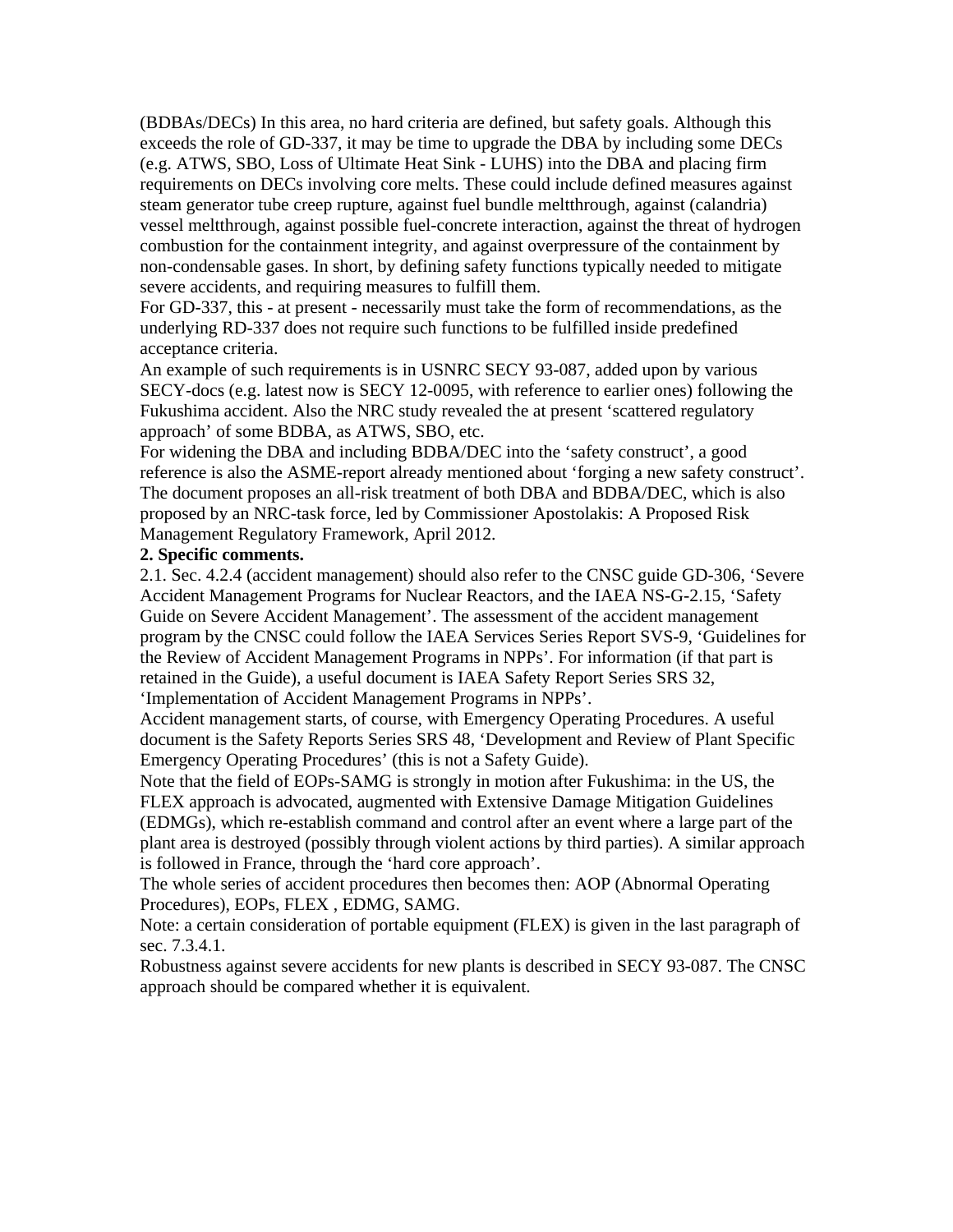(BDBAs/DECs) In this area, no hard criteria are defined, but safety goals. Although this exceeds the role of GD-337, it may be time to upgrade the DBA by including some DECs (e.g. ATWS, SBO, Loss of Ultimate Heat Sink - LUHS) into the DBA and placing firm requirements on DECs involving core melts. These could include defined measures against steam generator tube creep rupture, against fuel bundle meltthrough, against (calandria) vessel meltthrough, against possible fuel-concrete interaction, against the threat of hydrogen combustion for the containment integrity, and against overpressure of the containment by non-condensable gases. In short, by defining safety functions typically needed to mitigate severe accidents, and requiring measures to fulfill them.

For GD-337, this - at present - necessarily must take the form of recommendations, as the underlying RD-337 does not require such functions to be fulfilled inside predefined acceptance criteria.

An example of such requirements is in USNRC SECY 93-087, added upon by various SECY-docs (e.g. latest now is SECY 12-0095, with reference to earlier ones) following the Fukushima accident. Also the NRC study revealed the at present 'scattered regulatory approach' of some BDBA, as ATWS, SBO, etc.

For widening the DBA and including BDBA/DEC into the 'safety construct', a good reference is also the ASME-report already mentioned about 'forging a new safety construct'. The document proposes an all-risk treatment of both DBA and BDBA/DEC, which is also proposed by an NRC-task force, led by Commissioner Apostolakis: A Proposed Risk Management Regulatory Framework, April 2012.

**2. Specific comments.**

2.1. Sec. 4.2.4 (accident management) should also refer to the CNSC guide GD-306, 'Severe Accident Management Programs for Nuclear Reactors, and the IAEA NS-G-2.15, 'Safety Guide on Severe Accident Management'. The assessment of the accident management program by the CNSC could follow the IAEA Services Series Report SVS-9, 'Guidelines for the Review of Accident Management Programs in NPPs'. For information (if that part is retained in the Guide), a useful document is IAEA Safety Report Series SRS 32, 'Implementation of Accident Management Programs in NPPs'.

Accident management starts, of course, with Emergency Operating Procedures. A useful document is the Safety Reports Series SRS 48, 'Development and Review of Plant Specific Emergency Operating Procedures' (this is not a Safety Guide).

Note that the field of EOPs-SAMG is strongly in motion after Fukushima: in the US, the FLEX approach is advocated, augmented with Extensive Damage Mitigation Guidelines (EDMGs), which re-establish command and control after an event where a large part of the plant area is destroyed (possibly through violent actions by third parties). A similar approach is followed in France, through the 'hard core approach'.

The whole series of accident procedures then becomes then: AOP (Abnormal Operating Procedures), EOPs, FLEX , EDMG, SAMG.

Note: a certain consideration of portable equipment (FLEX) is given in the last paragraph of sec. 7.3.4.1.

Robustness against severe accidents for new plants is described in SECY 93-087. The CNSC approach should be compared whether it is equivalent.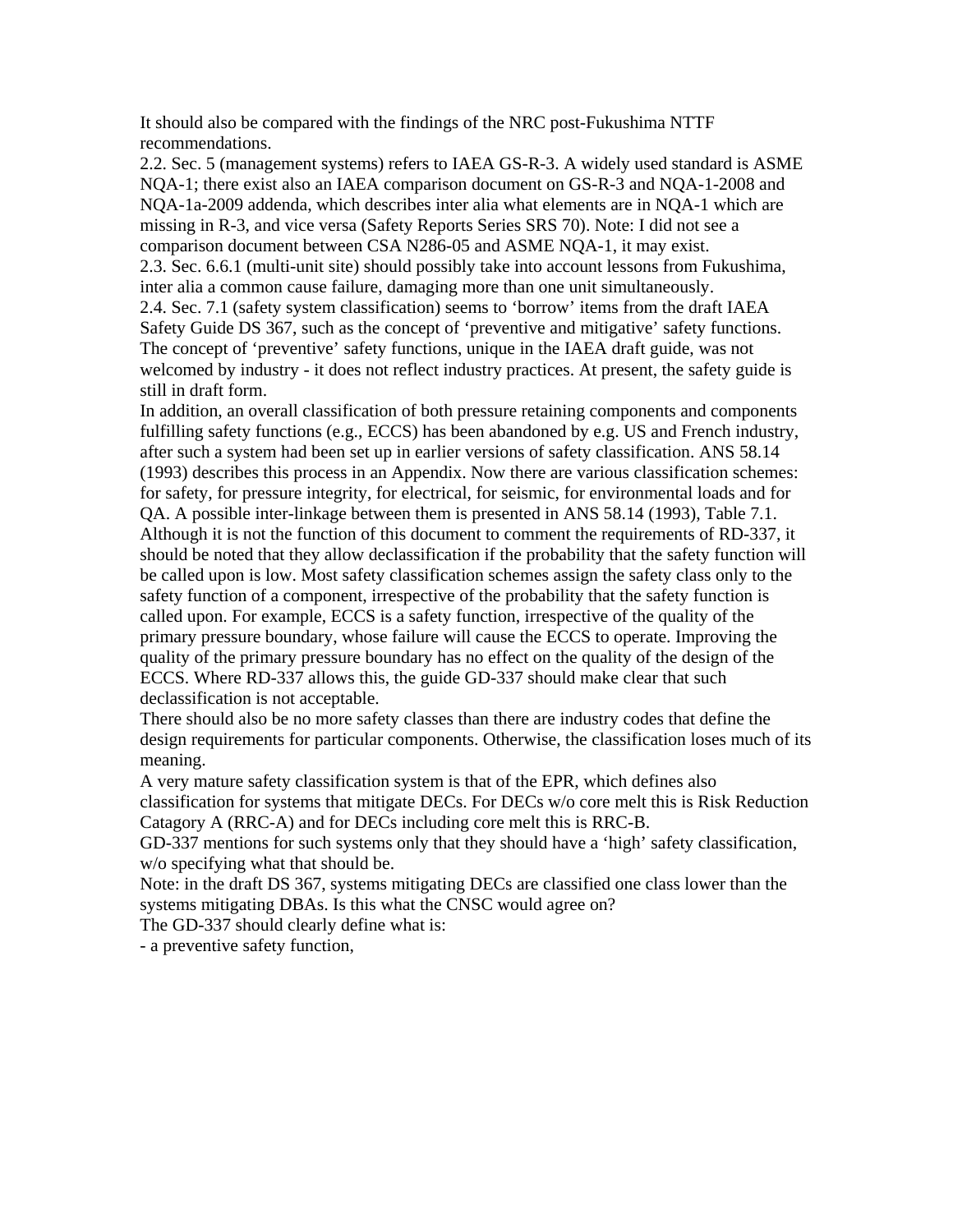It should also be compared with the findings of the NRC post-Fukushima NTTF recommendations.

2.2. Sec. 5 (management systems) refers to IAEA GS-R-3. A widely used standard is ASME NQA-1; there exist also an IAEA comparison document on GS-R-3 and NQA-1-2008 and NQA-1a-2009 addenda, which describes inter alia what elements are in NQA-1 which are missing in R-3, and vice versa (Safety Reports Series SRS 70). Note: I did not see a comparison document between CSA N286-05 and ASME NQA-1, it may exist.

2.3. Sec. 6.6.1 (multi-unit site) should possibly take into account lessons from Fukushima, inter alia a common cause failure, damaging more than one unit simultaneously.

2.4. Sec. 7.1 (safety system classification) seems to 'borrow' items from the draft IAEA Safety Guide DS 367, such as the concept of 'preventive and mitigative' safety functions. The concept of 'preventive' safety functions, unique in the IAEA draft guide, was not welcomed by industry - it does not reflect industry practices. At present, the safety guide is still in draft form.

In addition, an overall classification of both pressure retaining components and components fulfilling safety functions (e.g., ECCS) has been abandoned by e.g. US and French industry, after such a system had been set up in earlier versions of safety classification. ANS 58.14 (1993) describes this process in an Appendix. Now there are various classification schemes: for safety, for pressure integrity, for electrical, for seismic, for environmental loads and for QA. A possible inter-linkage between them is presented in ANS 58.14 (1993), Table 7.1.

Although it is not the function of this document to comment the requirements of RD-337, it should be noted that they allow declassification if the probability that the safety function will be called upon is low. Most safety classification schemes assign the safety class only to the safety function of a component, irrespective of the probability that the safety function is called upon. For example, ECCS is a safety function, irrespective of the quality of the primary pressure boundary, whose failure will cause the ECCS to operate. Improving the quality of the primary pressure boundary has no effect on the quality of the design of the ECCS. Where RD-337 allows this, the guide GD-337 should make clear that such declassification is not acceptable.

There should also be no more safety classes than there are industry codes that define the design requirements for particular components. Otherwise, the classification loses much of its meaning.

A very mature safety classification system is that of the EPR, which defines also classification for systems that mitigate DECs. For DECs w/o core melt this is Risk Reduction Catagory A (RRC-A) and for DECs including core melt this is RRC-B.

GD-337 mentions for such systems only that they should have a 'high' safety classification, w/o specifying what that should be.

Note: in the draft DS 367, systems mitigating DECs are classified one class lower than the systems mitigating DBAs. Is this what the CNSC would agree on?

The GD-337 should clearly define what is:

- a preventive safety function,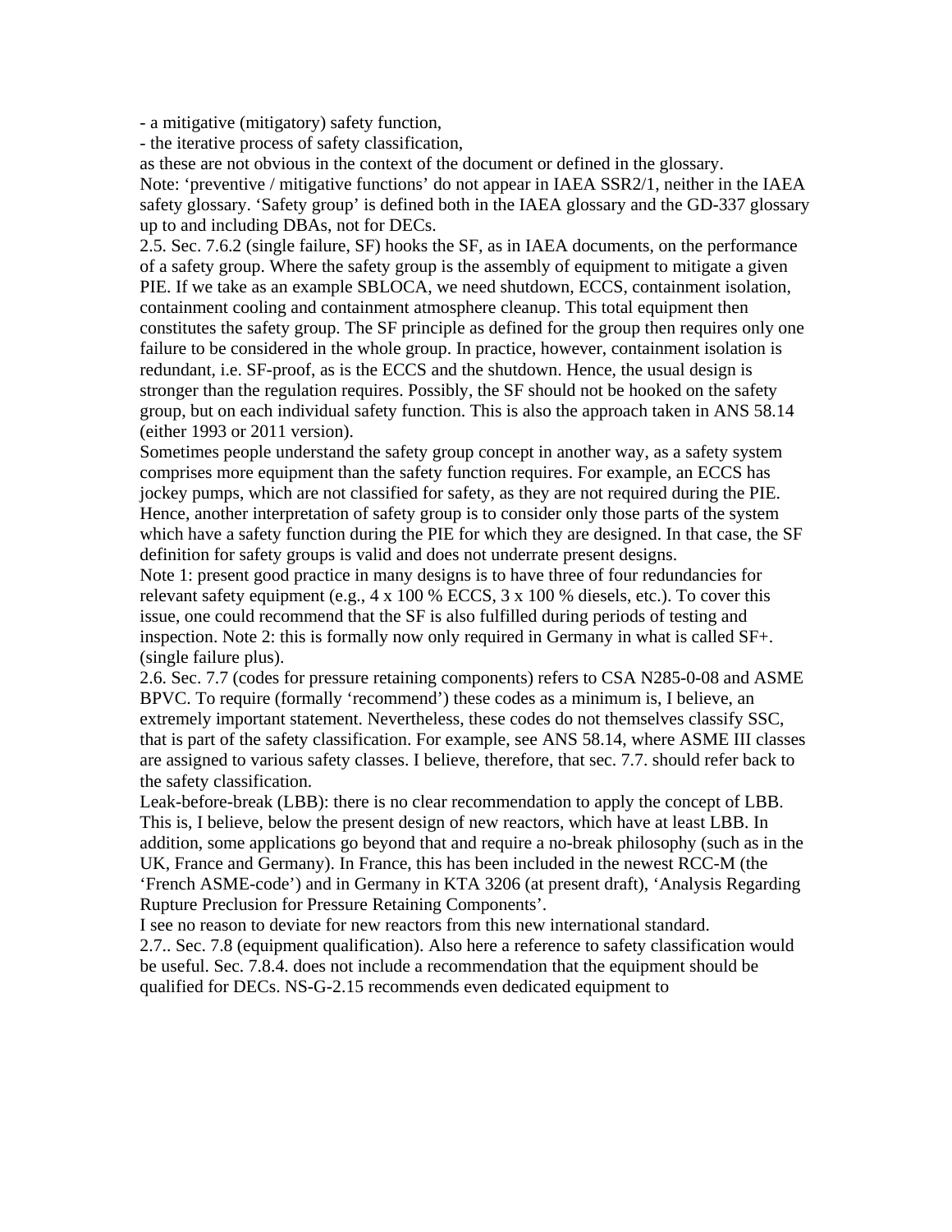- a mitigative (mitigatory) safety function,
- the iterative process of safety classification,

as these are not obvious in the context of the document or defined in the glossary.
Note: ‘preventive / mitigative functions’ do not appear in IAEA SSR2/1, neither in the IAEA safety glossary. ‘Safety group’ is defined both in the IAEA glossary and the GD-337 glossary up to and including DBAs, not for DECs.

2.5. Sec. 7.6.2 (single failure, SF) hooks the SF, as in IAEA documents, on the performance of a safety group. Where the safety group is the assembly of equipment to mitigate a given PIE. If we take as an example SBLOCA, we need shutdown, ECCS, containment isolation, containment cooling and containment atmosphere cleanup. This total equipment then constitutes the safety group. The SF principle as defined for the group then requires only one failure to be considered in the whole group. In practice, however, containment isolation is redundant, i.e. SF-proof, as is the ECCS and the shutdown. Hence, the usual design is stronger than the regulation requires. Possibly, the SF should not be hooked on the safety group, but on each individual safety function. This is also the approach taken in ANS 58.14 (either 1993 or 2011 version).

Sometimes people understand the safety group concept in another way, as a safety system comprises more equipment than the safety function requires. For example, an ECCS has jockey pumps, which are not classified for safety, as they are not required during the PIE. Hence, another interpretation of safety group is to consider only those parts of the system which have a safety function during the PIE for which they are designed. In that case, the SF definition for safety groups is valid and does not underrate present designs.

Note 1: present good practice in many designs is to have three of four redundancies for relevant safety equipment (e.g., 4 x 100 % ECCS, 3 x 100 % diesels, etc.). To cover this issue, one could recommend that the SF is also fulfilled during periods of testing and inspection. Note 2: this is formally now only required in Germany in what is called SF+. (single failure plus).

2.6. Sec. 7.7 (codes for pressure retaining components) refers to CSA N285-0-08 and ASME BPVC. To require (formally ‘recommend’) these codes as a minimum is, I believe, an extremely important statement. Nevertheless, these codes do not themselves classify SSC, that is part of the safety classification. For example, see ANS 58.14, where ASME III classes are assigned to various safety classes. I believe, therefore, that sec. 7.7. should refer back to the safety classification.

Leak-before-break (LBB): there is no clear recommendation to apply the concept of LBB. This is, I believe, below the present design of new reactors, which have at least LBB. In addition, some applications go beyond that and require a no-break philosophy (such as in the UK, France and Germany). In France, this has been included in the newest RCC-M (the ‘French ASME-code’) and in Germany in KTA 3206 (at present draft), ‘Analysis Regarding Rupture Preclusion for Pressure Retaining Components’.

I see no reason to deviate for new reactors from this new international standard.

2.7.. Sec. 7.8 (equipment qualification). Also here a reference to safety classification would be useful. Sec. 7.8.4. does not include a recommendation that the equipment should be qualified for DECs. NS-G-2.15 recommends even dedicated equipment to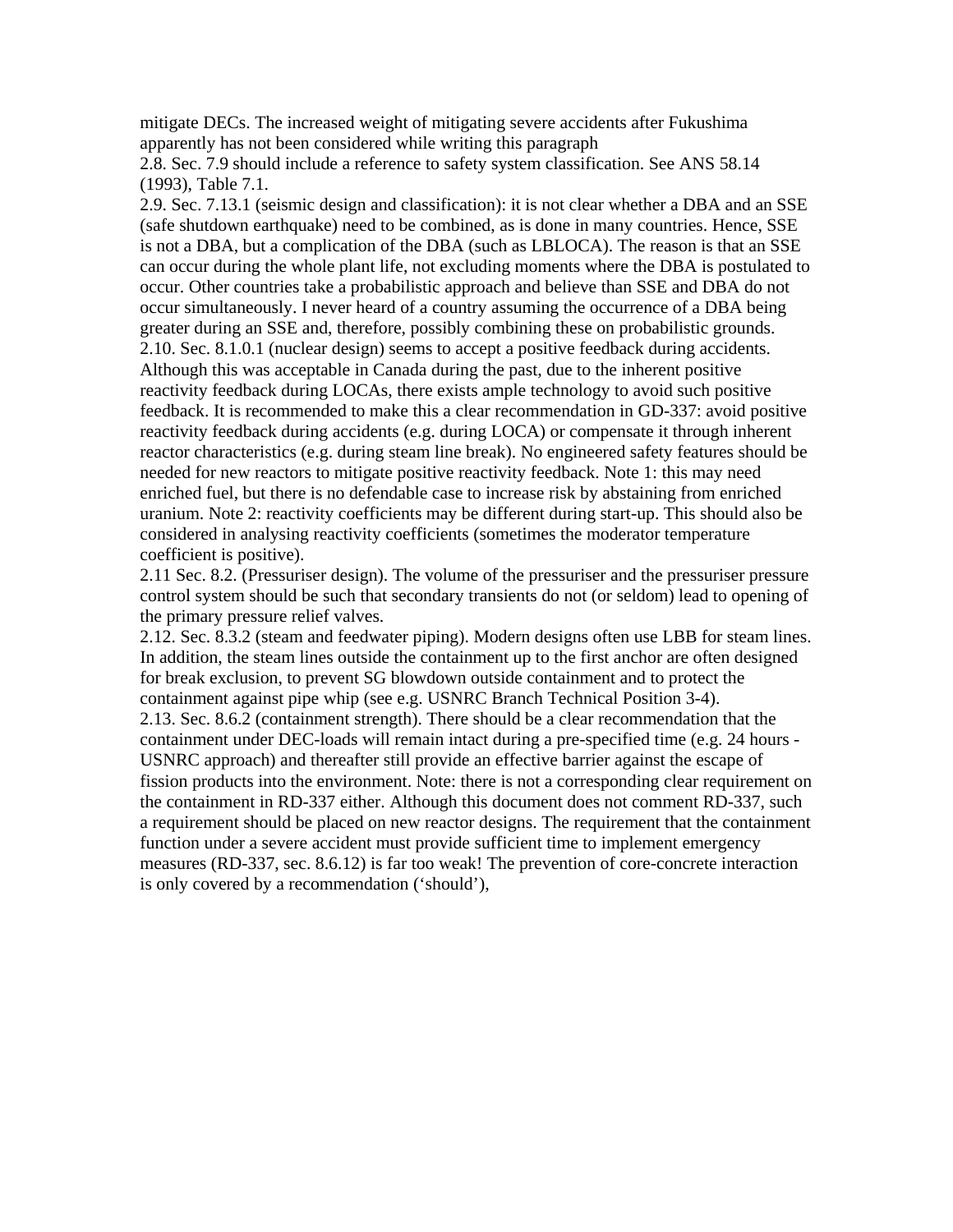mitigate DECs. The increased weight of mitigating severe accidents after Fukushima apparently has not been considered while writing this paragraph

2.8. Sec. 7.9 should include a reference to safety system classification. See ANS 58.14 (1993), Table 7.1.

2.9. Sec. 7.13.1 (seismic design and classification): it is not clear whether a DBA and an SSE (safe shutdown earthquake) need to be combined, as is done in many countries. Hence, SSE is not a DBA, but a complication of the DBA (such as LBLOCA). The reason is that an SSE can occur during the whole plant life, not excluding moments where the DBA is postulated to occur. Other countries take a probabilistic approach and believe than SSE and DBA do not occur simultaneously. I never heard of a country assuming the occurrence of a DBA being greater during an SSE and, therefore, possibly combining these on probabilistic grounds.

2.10. Sec. 8.1.0.1 (nuclear design) seems to accept a positive feedback during accidents. Although this was acceptable in Canada during the past, due to the inherent positive reactivity feedback during LOCAs, there exists ample technology to avoid such positive feedback. It is recommended to make this a clear recommendation in GD-337: avoid positive reactivity feedback during accidents (e.g. during LOCA) or compensate it through inherent reactor characteristics (e.g. during steam line break). No engineered safety features should be needed for new reactors to mitigate positive reactivity feedback. Note 1: this may need enriched fuel, but there is no defendable case to increase risk by abstaining from enriched uranium. Note 2: reactivity coefficients may be different during start-up. This should also be considered in analysing reactivity coefficients (sometimes the moderator temperature coefficient is positive).

2.11 Sec. 8.2. (Pressuriser design). The volume of the pressuriser and the pressuriser pressure control system should be such that secondary transients do not (or seldom) lead to opening of the primary pressure relief valves.

2.12. Sec. 8.3.2 (steam and feedwater piping). Modern designs often use LBB for steam lines. In addition, the steam lines outside the containment up to the first anchor are often designed for break exclusion, to prevent SG blowdown outside containment and to protect the containment against pipe whip (see e.g. USNRC Branch Technical Position 3-4).

2.13. Sec. 8.6.2 (containment strength). There should be a clear recommendation that the containment under DEC-loads will remain intact during a pre-specified time (e.g. 24 hours - USNRC approach) and thereafter still provide an effective barrier against the escape of fission products into the environment. Note: there is not a corresponding clear requirement on the containment in RD-337 either. Although this document does not comment RD-337, such a requirement should be placed on new reactor designs. The requirement that the containment function under a severe accident must provide sufficient time to implement emergency measures (RD-337, sec. 8.6.12) is far too weak! The prevention of core-concrete interaction is only covered by a recommendation ('should'),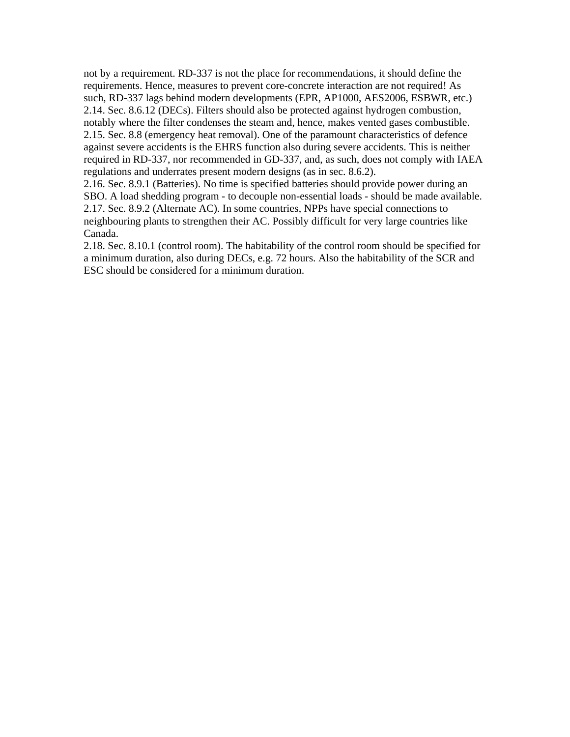not by a requirement. RD-337 is not the place for recommendations, it should define the requirements. Hence, measures to prevent core-concrete interaction are not required! As such, RD-337 lags behind modern developments (EPR, AP1000, AES2006, ESBWR, etc.)

2.14. Sec. 8.6.12 (DECs). Filters should also be protected against hydrogen combustion, notably where the filter condenses the steam and, hence, makes vented gases combustible.

2.15. Sec. 8.8 (emergency heat removal). One of the paramount characteristics of defence against severe accidents is the EHRS function also during severe accidents. This is neither required in RD-337, nor recommended in GD-337, and, as such, does not comply with IAEA regulations and underrates present modern designs (as in sec. 8.6.2).

2.16. Sec. 8.9.1 (Batteries). No time is specified batteries should provide power during an SBO. A load shedding program - to decouple non-essential loads - should be made available.

2.17. Sec. 8.9.2 (Alternate AC). In some countries, NPPs have special connections to neighbouring plants to strengthen their AC. Possibly difficult for very large countries like Canada.

2.18. Sec. 8.10.1 (control room). The habitability of the control room should be specified for a minimum duration, also during DECs, e.g. 72 hours. Also the habitability of the SCR and ESC should be considered for a minimum duration.